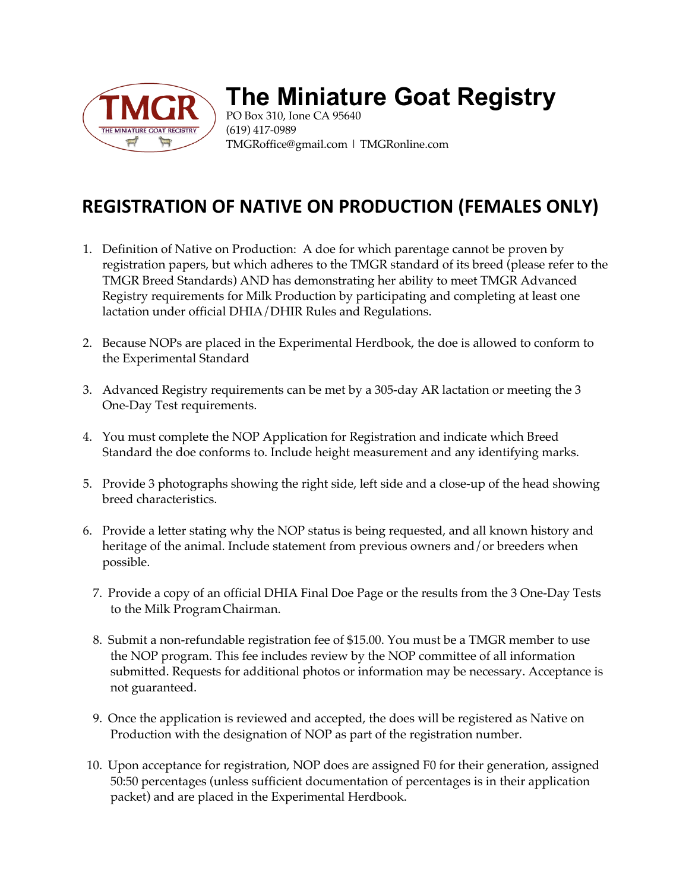# The Miniature Goat Registry

PO Box 310, Ione CA 95640
(619) 417-0989
TMGRoffice@gmail.com | TMGRonline.com

## REGISTRATION OF NATIVE ON PRODUCTION (FEMALES ONLY)

1. Definition of Native on Production: A doe for which parentage cannot be proven by registration papers, but which adheres to the TMGR standard of its breed (please refer to the TMGR Breed Standards) AND has demonstrating her ability to meet TMGR Advanced Registry requirements for Milk Production by participating and completing at least one lactation under official DHIA/DHIR Rules and Regulations.

2. Because NOPs are placed in the Experimental Herdbook, the doe is allowed to conform to the Experimental Standard

3. Advanced Registry requirements can be met by a 305-day AR lactation or meeting the 3 One-Day Test requirements.

4. You must complete the NOP Application for Registration and indicate which Breed Standard the doe conforms to. Include height measurement and any identifying marks.

5. Provide 3 photographs showing the right side, left side and a close-up of the head showing breed characteristics.

6. Provide a letter stating why the NOP status is being requested, and all known history and heritage of the animal. Include statement from previous owners and/or breeders when possible.

7. Provide a copy of an official DHIA Final Doe Page or the results from the 3 One-Day Tests to the Milk Program Chairman.

8. Submit a non-refundable registration fee of $15.00. You must be a TMGR member to use the NOP program. This fee includes review by the NOP committee of all information submitted. Requests for additional photos or information may be necessary. Acceptance is not guaranteed.

9. Once the application is reviewed and accepted, the does will be registered as Native on Production with the designation of NOP as part of the registration number.

10. Upon acceptance for registration, NOP does are assigned F0 for their generation, assigned 50:50 percentages (unless sufficient documentation of percentages is in their application packet) and are placed in the Experimental Herdbook.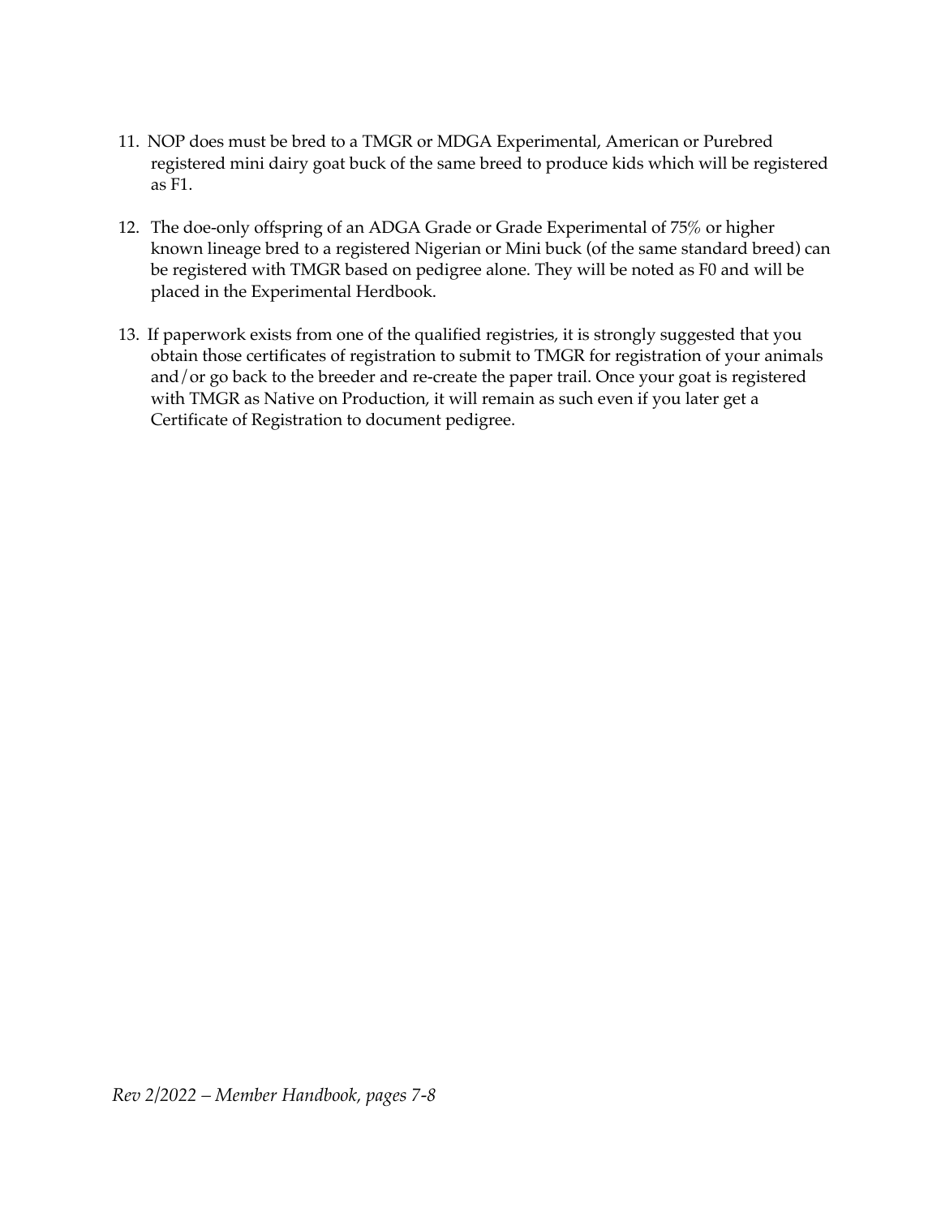11. NOP does must be bred to a TMGR or MDGA Experimental, American or Purebred registered mini dairy goat buck of the same breed to produce kids which will be registered as F1.

12. The doe-only offspring of an ADGA Grade or Grade Experimental of 75% or higher known lineage bred to a registered Nigerian or Mini buck (of the same standard breed) can be registered with TMGR based on pedigree alone. They will be noted as F0 and will be placed in the Experimental Herdbook.

13. If paperwork exists from one of the qualified registries, it is strongly suggested that you obtain those certificates of registration to submit to TMGR for registration of your animals and/or go back to the breeder and re-create the paper trail. Once your goat is registered with TMGR as Native on Production, it will remain as such even if you later get a Certificate of Registration to document pedigree.

*Rev 2/2022 – Member Handbook, pages 7-8*